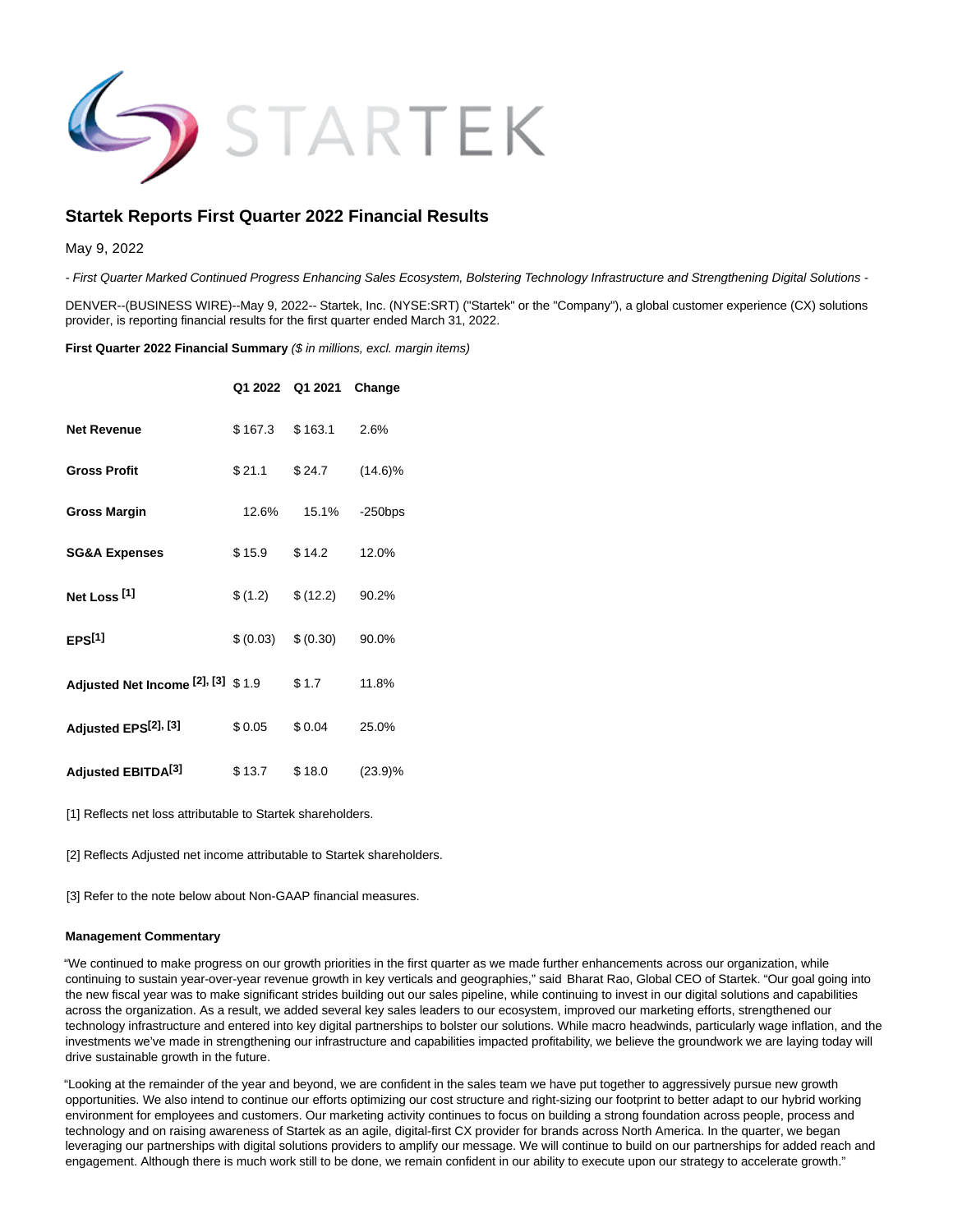# Startek Reports First Quarter 2022 Financial Results

May 9, 2022

*- First Quarter Marked Continued Progress Enhancing Sales Ecosystem, Bolstering Technology Infrastructure and Strengthening Digital Solutions -*

DENVER--(BUSINESS WIRE)--May 9, 2022-- Startek, Inc. (NYSE:SRT) ("Startek" or the "Company"), a global customer experience (CX) solutions provider, is reporting financial results for the first quarter ended March 31, 2022.

**First Quarter 2022 Financial Summary** *($ in millions, excl. margin items)*

| | Q1 2022 | Q1 2021 | Change |
|---|---|---|---|
| **Net Revenue** | $ 167.3 | $ 163.1 | 2.6% |
| **Gross Profit** | $ 21.1 | $ 24.7 | (14.6)% |
| **Gross Margin** | 12.6% | 15.1% | -250bps |
| **SG&A Expenses** | $ 15.9 | $ 14.2 | 12.0% |
| **Net Loss [1]** | $ (1.2) | $ (12.2) | 90.2% |
| **EPS[1]** | $ (0.03) | $ (0.30) | 90.0% |
| **Adjusted Net Income [2], [3]** | $ 1.9 | $ 1.7 | 11.8% |
| **Adjusted EPS[2], [3]** | $ 0.05 | $ 0.04 | 25.0% |
| **Adjusted EBITDA[3]** | $ 13.7 | $ 18.0 | (23.9)% |

[1] Reflects net loss attributable to Startek shareholders.

[2] Reflects Adjusted net income attributable to Startek shareholders.

[3] Refer to the note below about Non-GAAP financial measures.

**Management Commentary**

"We continued to make progress on our growth priorities in the first quarter as we made further enhancements across our organization, while continuing to sustain year-over-year revenue growth in key verticals and geographies," said Bharat Rao, Global CEO of Startek. "Our goal going into the new fiscal year was to make significant strides building out our sales pipeline, while continuing to invest in our digital solutions and capabilities across the organization. As a result, we added several key sales leaders to our ecosystem, improved our marketing efforts, strengthened our technology infrastructure and entered into key digital partnerships to bolster our solutions. While macro headwinds, particularly wage inflation, and the investments we've made in strengthening our infrastructure and capabilities impacted profitability, we believe the groundwork we are laying today will drive sustainable growth in the future.

"Looking at the remainder of the year and beyond, we are confident in the sales team we have put together to aggressively pursue new growth opportunities. We also intend to continue our efforts optimizing our cost structure and right-sizing our footprint to better adapt to our hybrid working environment for employees and customers. Our marketing activity continues to focus on building a strong foundation across people, process and technology and on raising awareness of Startek as an agile, digital-first CX provider for brands across North America. In the quarter, we began leveraging our partnerships with digital solutions providers to amplify our message. We will continue to build on our partnerships for added reach and engagement. Although there is much work still to be done, we remain confident in our ability to execute upon our strategy to accelerate growth."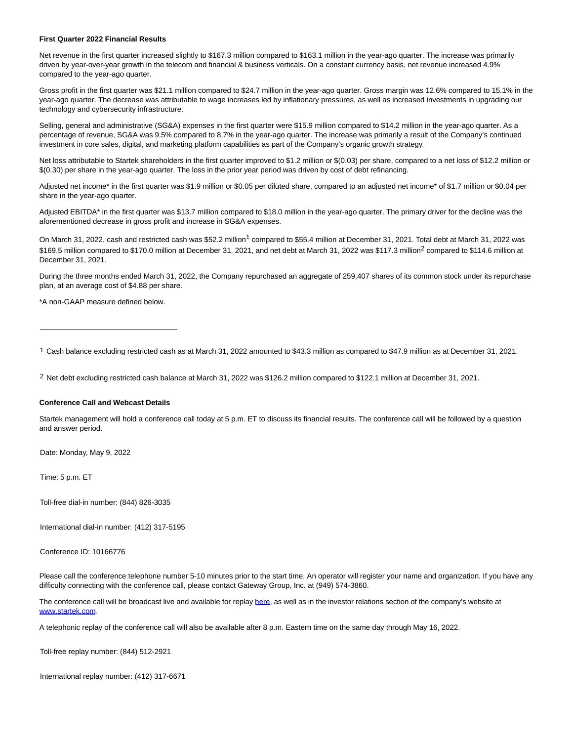**First Quarter 2022 Financial Results**

Net revenue in the first quarter increased slightly to $167.3 million compared to $163.1 million in the year-ago quarter. The increase was primarily driven by year-over-year growth in the telecom and financial & business verticals. On a constant currency basis, net revenue increased 4.9% compared to the year-ago quarter.

Gross profit in the first quarter was $21.1 million compared to $24.7 million in the year-ago quarter. Gross margin was 12.6% compared to 15.1% in the year-ago quarter. The decrease was attributable to wage increases led by inflationary pressures, as well as increased investments in upgrading our technology and cybersecurity infrastructure.

Selling, general and administrative (SG&A) expenses in the first quarter were $15.9 million compared to $14.2 million in the year-ago quarter. As a percentage of revenue, SG&A was 9.5% compared to 8.7% in the year-ago quarter. The increase was primarily a result of the Company's continued investment in core sales, digital, and marketing platform capabilities as part of the Company's organic growth strategy.

Net loss attributable to Startek shareholders in the first quarter improved to $1.2 million or $(0.03) per share, compared to a net loss of $12.2 million or $(0.30) per share in the year-ago quarter. The loss in the prior year period was driven by cost of debt refinancing.

Adjusted net income* in the first quarter was $1.9 million or $0.05 per diluted share, compared to an adjusted net income* of $1.7 million or $0.04 per share in the year-ago quarter.

Adjusted EBITDA* in the first quarter was $13.7 million compared to $18.0 million in the year-ago quarter. The primary driver for the decline was the aforementioned decrease in gross profit and increase in SG&A expenses.

On March 31, 2022, cash and restricted cash was $52.2 million[1] compared to $55.4 million at December 31, 2021. Total debt at March 31, 2022 was $169.5 million compared to $170.0 million at December 31, 2021, and net debt at March 31, 2022 was $117.3 million[2] compared to $114.6 million at December 31, 2021.

During the three months ended March 31, 2022, the Company repurchased an aggregate of 259,407 shares of its common stock under its repurchase plan, at an average cost of $4.88 per share.

*A non-GAAP measure defined below.

---

[1] Cash balance excluding restricted cash as at March 31, 2022 amounted to $43.3 million as compared to $47.9 million as at December 31, 2021.

[2] Net debt excluding restricted cash balance at March 31, 2022 was $126.2 million compared to $122.1 million at December 31, 2021.

**Conference Call and Webcast Details**

Startek management will hold a conference call today at 5 p.m. ET to discuss its financial results. The conference call will be followed by a question and answer period.

Date: Monday, May 9, 2022

Time: 5 p.m. ET

Toll-free dial-in number: (844) 826-3035

International dial-in number: (412) 317-5195

Conference ID: 10166776

Please call the conference telephone number 5-10 minutes prior to the start time. An operator will register your name and organization. If you have any difficulty connecting with the conference call, please contact Gateway Group, Inc. at (949) 574-3860.

The conference call will be broadcast live and available for replay here, as well as in the investor relations section of the company's website at www.startek.com.

A telephonic replay of the conference call will also be available after 8 p.m. Eastern time on the same day through May 16, 2022.

Toll-free replay number: (844) 512-2921

International replay number: (412) 317-6671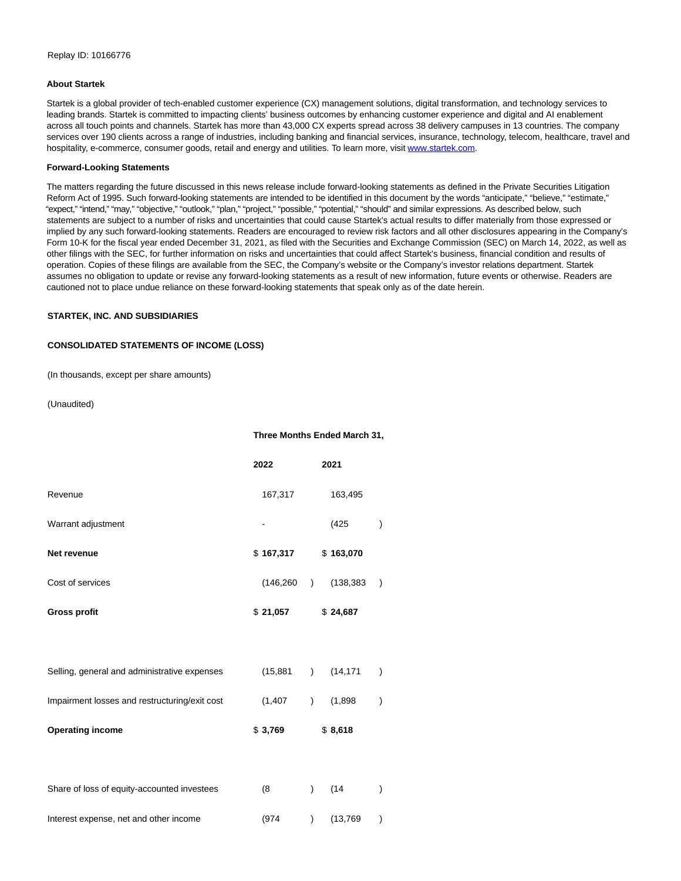Replay ID: 10166776

**About Startek**

Startek is a global provider of tech-enabled customer experience (CX) management solutions, digital transformation, and technology services to leading brands. Startek is committed to impacting clients' business outcomes by enhancing customer experience and digital and AI enablement across all touch points and channels. Startek has more than 43,000 CX experts spread across 38 delivery campuses in 13 countries. The company services over 190 clients across a range of industries, including banking and financial services, insurance, technology, telecom, healthcare, travel and hospitality, e-commerce, consumer goods, retail and energy and utilities. To learn more, visit www.startek.com.

**Forward-Looking Statements**

The matters regarding the future discussed in this news release include forward-looking statements as defined in the Private Securities Litigation Reform Act of 1995. Such forward-looking statements are intended to be identified in this document by the words "anticipate," "believe," "estimate," "expect," "intend," "may," "objective," "outlook," "plan," "project," "possible," "potential," "should" and similar expressions. As described below, such statements are subject to a number of risks and uncertainties that could cause Startek's actual results to differ materially from those expressed or implied by any such forward-looking statements. Readers are encouraged to review risk factors and all other disclosures appearing in the Company's Form 10-K for the fiscal year ended December 31, 2021, as filed with the Securities and Exchange Commission (SEC) on March 14, 2022, as well as other filings with the SEC, for further information on risks and uncertainties that could affect Startek's business, financial condition and results of operation. Copies of these filings are available from the SEC, the Company's website or the Company's investor relations department. Startek assumes no obligation to update or revise any forward-looking statements as a result of new information, future events or otherwise. Readers are cautioned not to place undue reliance on these forward-looking statements that speak only as of the date herein.

**STARTEK, INC. AND SUBSIDIARIES**

**CONSOLIDATED STATEMENTS OF INCOME (LOSS)**

(In thousands, except per share amounts)

(Unaudited)

| | Three Months Ended March 31, | |
|---|---|---|
| | **2022** | **2021** |
| Revenue | 167,317 | 163,495 |
| Warrant adjustment | - | (425) |
| **Net revenue** | $ **167,317** | $ **163,070** |
| Cost of services | (146,260) | (138,383) |
| **Gross profit** | $ **21,057** | $ **24,687** |
| | | |
| Selling, general and administrative expenses | (15,881) | (14,171) |
| Impairment losses and restructuring/exit cost | (1,407) | (1,898) |
| **Operating income** | $ **3,769** | $ **8,618** |
| | | |
| Share of loss of equity-accounted investees | (8) | (14) |
| Interest expense, net and other income | (974) | (13,769) |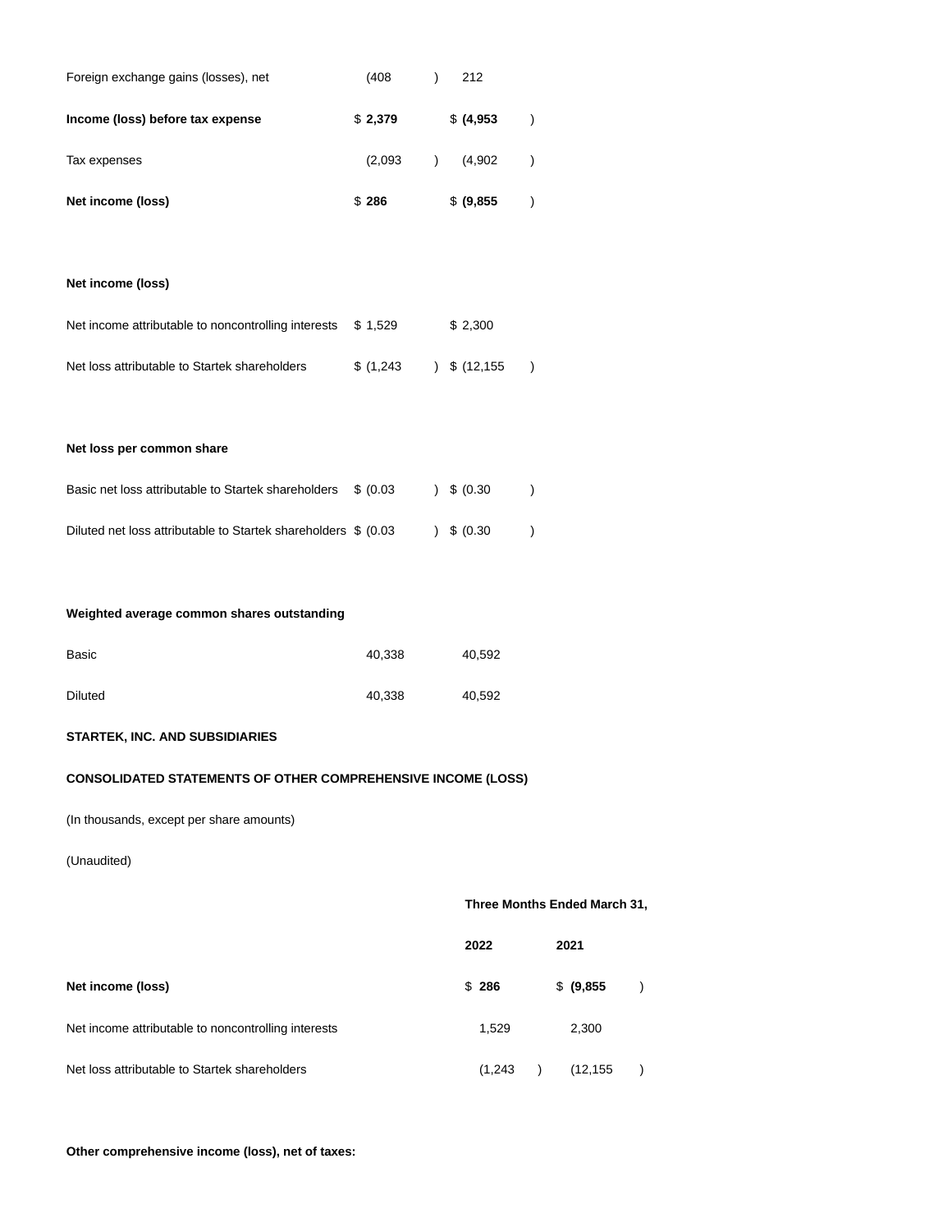| | | |
|---|---|---|
| Foreign exchange gains (losses), net | (408) | 212 |
| **Income (loss) before tax expense** | $ **2,379** | $ **(4,953)** |
| Tax expenses | (2,093) | (4,902) |
| **Net income (loss)** | $ **286** | $ **(9,855)** |
| | | |
| **Net income (loss)** | | |
| Net income attributable to noncontrolling interests | $ 1,529 | $ 2,300 |
| Net loss attributable to Startek shareholders | $ (1,243) | $ (12,155) |
| | | |
| **Net loss per common share** | | |
| Basic net loss attributable to Startek shareholders | $ (0.03) | $ (0.30) |
| Diluted net loss attributable to Startek shareholders | $ (0.03) | $ (0.30) |
| | | |
| **Weighted average common shares outstanding** | | |
| Basic | 40,338 | 40,592 |
| Diluted | 40,338 | 40,592 |

**STARTEK, INC. AND SUBSIDIARIES**

**CONSOLIDATED STATEMENTS OF OTHER COMPREHENSIVE INCOME (LOSS)**

(In thousands, except per share amounts)

(Unaudited)

| | **Three Months Ended March 31,** | |
|---|---|---|
| | **2022** | **2021** |
| **Net income (loss)** | $ **286** | $ **(9,855)** |
| Net income attributable to noncontrolling interests | 1,529 | 2,300 |
| Net loss attributable to Startek shareholders | (1,243) | (12,155) |
| | | |
| **Other comprehensive income (loss), net of taxes:** | | |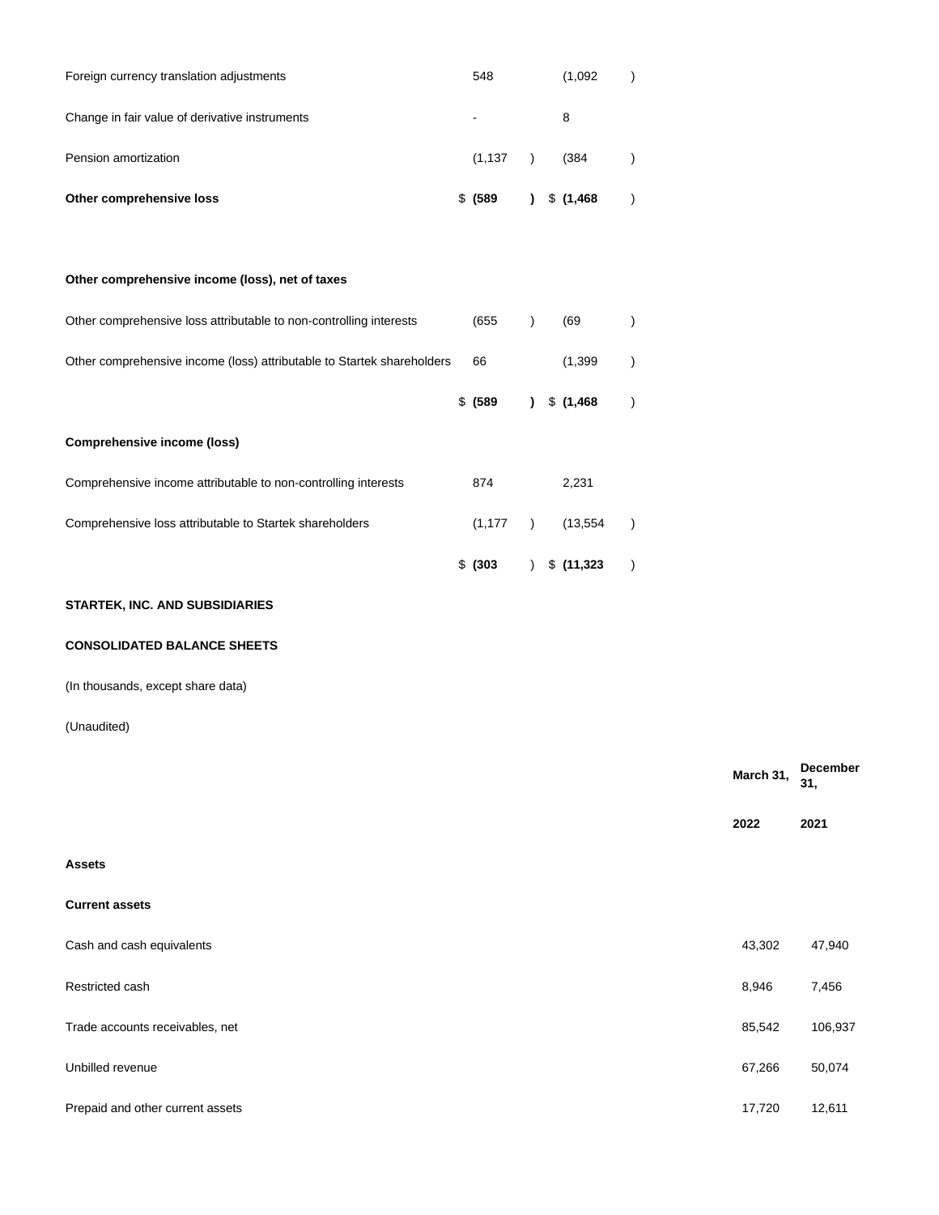| | | |
|---|---|---|
| Foreign currency translation adjustments | 548 | (1,092) |
| Change in fair value of derivative instruments | - | 8 |
| Pension amortization | (1,137) | (384) |
| **Other comprehensive loss** | **$ (589)** | **$ (1,468)** |
| | | |
| **Other comprehensive income (loss), net of taxes** | | |
| Other comprehensive loss attributable to non-controlling interests | (655) | (69) |
| Other comprehensive income (loss) attributable to Startek shareholders | 66 | (1,399) |
| | **$ (589)** | **$ (1,468)** |
| **Comprehensive income (loss)** | | |
| Comprehensive income attributable to non-controlling interests | 874 | 2,231 |
| Comprehensive loss attributable to Startek shareholders | (1,177) | (13,554) |
| | **$ (303)** | **$ (11,323)** |

**STARTEK, INC. AND SUBSIDIARIES**

**CONSOLIDATED BALANCE SHEETS**

(In thousands, except share data)

(Unaudited)

| | **March 31, 2022** | **December 31, 2021** |
|---|---|---|
| **Assets** | | |
| **Current assets** | | |
| Cash and cash equivalents | 43,302 | 47,940 |
| Restricted cash | 8,946 | 7,456 |
| Trade accounts receivables, net | 85,542 | 106,937 |
| Unbilled revenue | 67,266 | 50,074 |
| Prepaid and other current assets | 17,720 | 12,611 |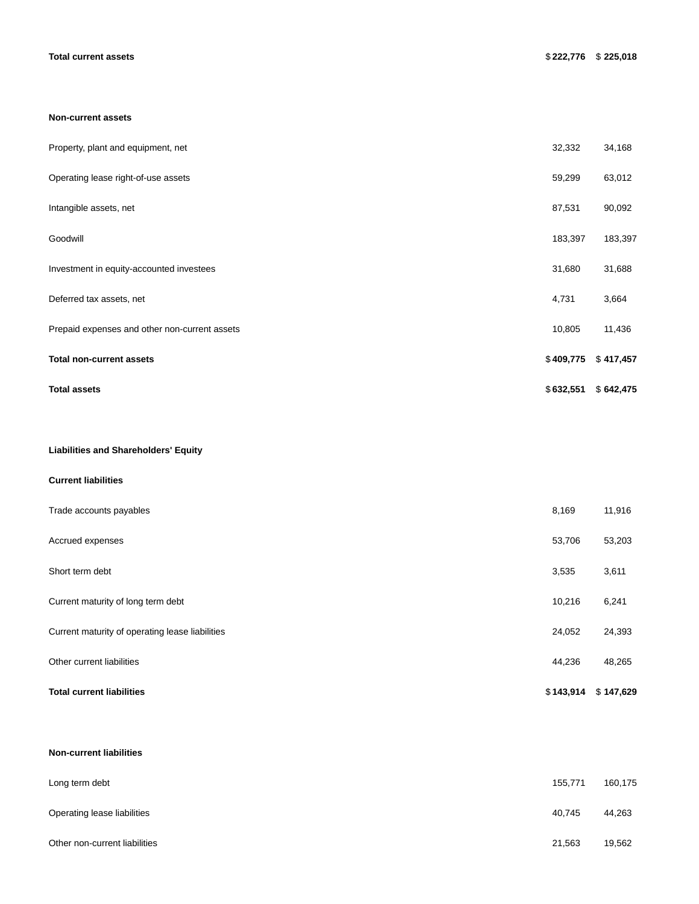| | | |
|---|---|---|
| **Total current assets** | $ **222,776** | $ **225,018** |
| | | |
| **Non-current assets** | | |
| Property, plant and equipment, net | 32,332 | 34,168 |
| Operating lease right-of-use assets | 59,299 | 63,012 |
| Intangible assets, net | 87,531 | 90,092 |
| Goodwill | 183,397 | 183,397 |
| Investment in equity-accounted investees | 31,680 | 31,688 |
| Deferred tax assets, net | 4,731 | 3,664 |
| Prepaid expenses and other non-current assets | 10,805 | 11,436 |
| **Total non-current assets** | $ **409,775** | $ **417,457** |
| **Total assets** | $ **632,551** | $ **642,475** |
| | | |
| **Liabilities and Shareholders' Equity** | | |
| **Current liabilities** | | |
| Trade accounts payables | 8,169 | 11,916 |
| Accrued expenses | 53,706 | 53,203 |
| Short term debt | 3,535 | 3,611 |
| Current maturity of long term debt | 10,216 | 6,241 |
| Current maturity of operating lease liabilities | 24,052 | 24,393 |
| Other current liabilities | 44,236 | 48,265 |
| **Total current liabilities** | $ **143,914** | $ **147,629** |
| | | |
| **Non-current liabilities** | | |
| Long term debt | 155,771 | 160,175 |
| Operating lease liabilities | 40,745 | 44,263 |
| Other non-current liabilities | 21,563 | 19,562 |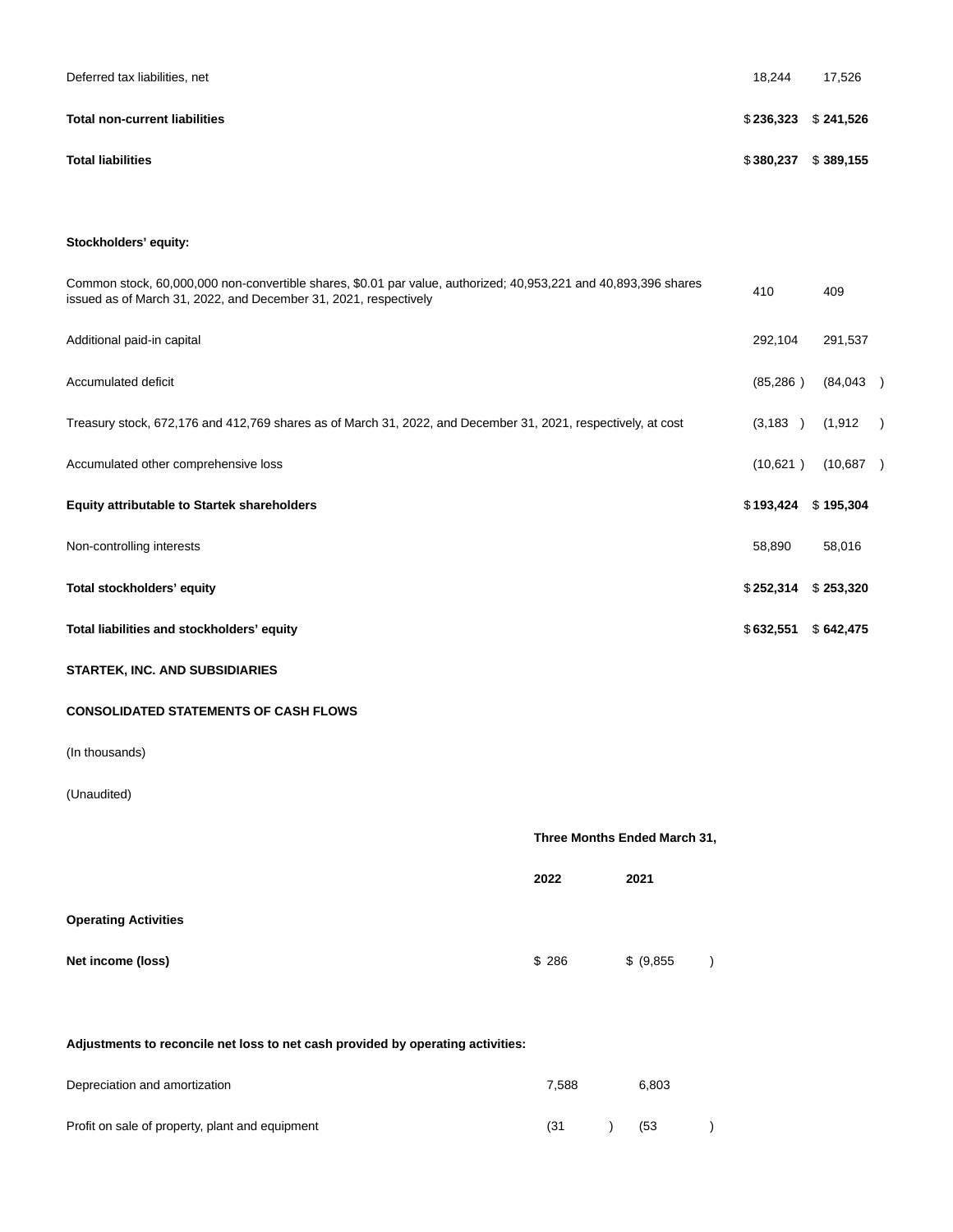| | | |
|---|---|---|
| Deferred tax liabilities, net | 18,244 | 17,526 |
| **Total non-current liabilities** | $ **236,323** | $ **241,526** |
| **Total liabilities** | $ **380,237** | $ **389,155** |
| | | |
| **Stockholders' equity:** | | |
| Common stock, 60,000,000 non-convertible shares, $0.01 par value, authorized; 40,953,221 and 40,893,396 shares issued as of March 31, 2022, and December 31, 2021, respectively | 410 | 409 |
| Additional paid-in capital | 292,104 | 291,537 |
| Accumulated deficit | (85,286 ) | (84,043 ) |
| Treasury stock, 672,176 and 412,769 shares as of March 31, 2022, and December 31, 2021, respectively, at cost | (3,183 ) | (1,912 ) |
| Accumulated other comprehensive loss | (10,621 ) | (10,687 ) |
| **Equity attributable to Startek shareholders** | $ **193,424** | $ **195,304** |
| Non-controlling interests | 58,890 | 58,016 |
| **Total stockholders' equity** | $ **252,314** | $ **253,320** |
| **Total liabilities and stockholders' equity** | $ **632,551** | $ **642,475** |

**STARTEK, INC. AND SUBSIDIARIES**

**CONSOLIDATED STATEMENTS OF CASH FLOWS**

(In thousands)

(Unaudited)

| | **Three Months Ended March 31,** | |
|---|---|---|
| | **2022** | **2021** |
| **Operating Activities** | | |
| **Net income (loss)** | $ 286 | $ (9,855 ) |
| | | |
| **Adjustments to reconcile net loss to net cash provided by operating activities:** | | |
| Depreciation and amortization | 7,588 | 6,803 |
| Profit on sale of property, plant and equipment | (31 ) | (53 ) |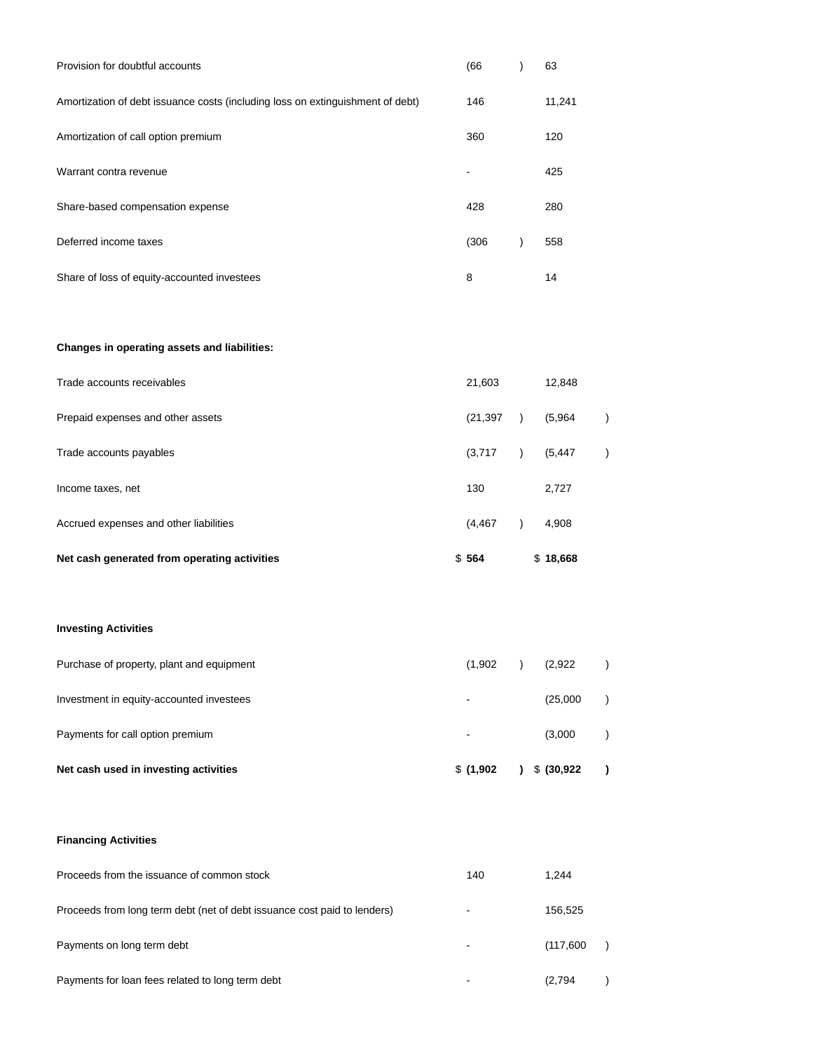| | | |
|---|---|---|
| Provision for doubtful accounts | (66) | 63 |
| Amortization of debt issuance costs (including loss on extinguishment of debt) | 146 | 11,241 |
| Amortization of call option premium | 360 | 120 |
| Warrant contra revenue | - | 425 |
| Share-based compensation expense | 428 | 280 |
| Deferred income taxes | (306) | 558 |
| Share of loss of equity-accounted investees | 8 | 14 |
| | | |
| **Changes in operating assets and liabilities:** | | |
| Trade accounts receivables | 21,603 | 12,848 |
| Prepaid expenses and other assets | (21,397) | (5,964) |
| Trade accounts payables | (3,717) | (5,447) |
| Income taxes, net | 130 | 2,727 |
| Accrued expenses and other liabilities | (4,467) | 4,908 |
| **Net cash generated from operating activities** | **$ 564** | **$ 18,668** |
| | | |
| **Investing Activities** | | |
| Purchase of property, plant and equipment | (1,902) | (2,922) |
| Investment in equity-accounted investees | - | (25,000) |
| Payments for call option premium | - | (3,000) |
| **Net cash used in investing activities** | **$ (1,902)** | **$ (30,922)** |
| | | |
| **Financing Activities** | | |
| Proceeds from the issuance of common stock | 140 | 1,244 |
| Proceeds from long term debt (net of debt issuance cost paid to lenders) | - | 156,525 |
| Payments on long term debt | - | (117,600) |
| Payments for loan fees related to long term debt | - | (2,794) |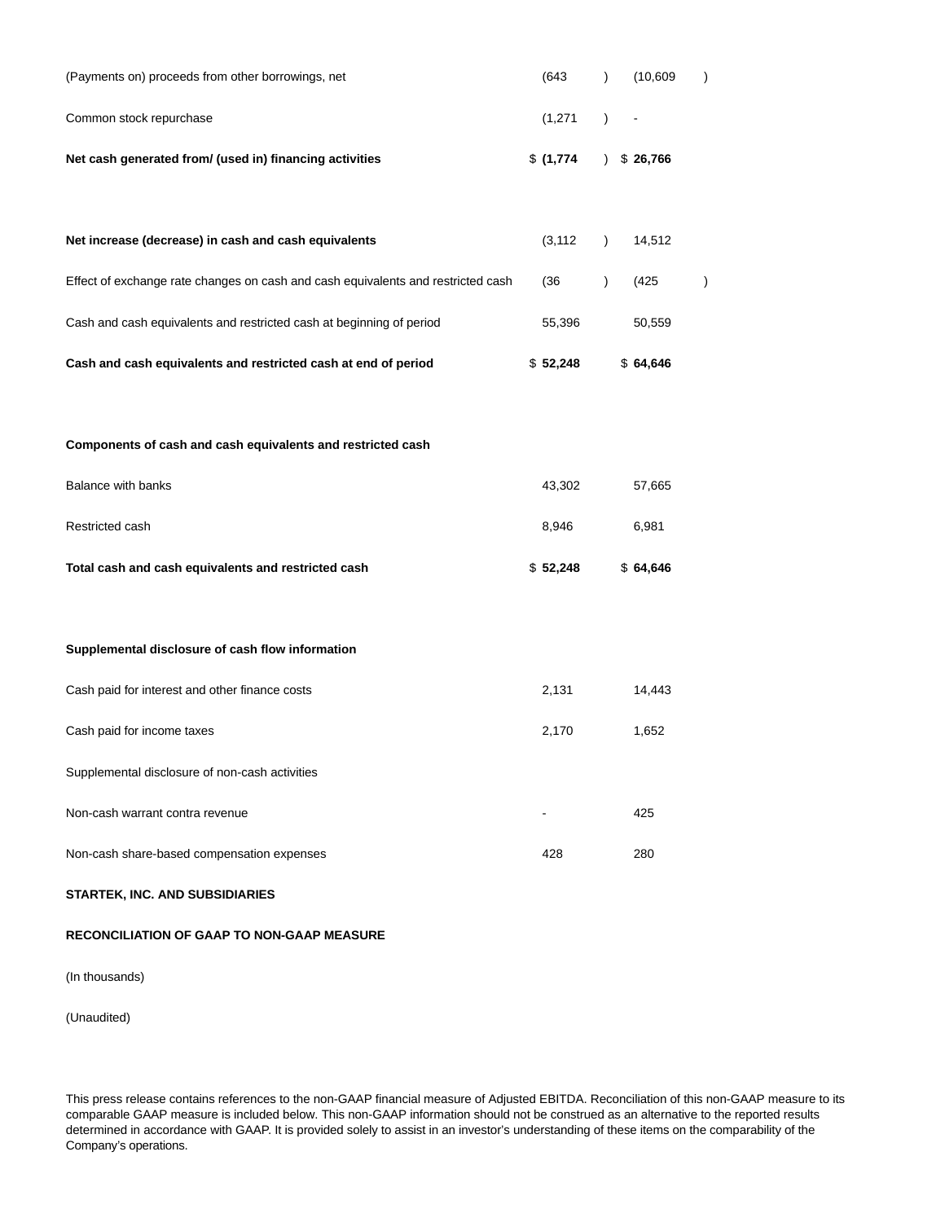| | | |
|---|---|---|
| (Payments on) proceeds from other borrowings, net | (643) | (10,609) |
| Common stock repurchase | (1,271) | - |
| **Net cash generated from/ (used in) financing activities** | $ **(1,774)** | $ **26,766** |
| | | |
| **Net increase (decrease) in cash and cash equivalents** | (3,112) | 14,512 |
| Effect of exchange rate changes on cash and cash equivalents and restricted cash | (36) | (425) |
| Cash and cash equivalents and restricted cash at beginning of period | 55,396 | 50,559 |
| **Cash and cash equivalents and restricted cash at end of period** | $ **52,248** | $ **64,646** |
| | | |
| **Components of cash and cash equivalents and restricted cash** | | |
| Balance with banks | 43,302 | 57,665 |
| Restricted cash | 8,946 | 6,981 |
| **Total cash and cash equivalents and restricted cash** | $ **52,248** | $ **64,646** |
| | | |
| **Supplemental disclosure of cash flow information** | | |
| Cash paid for interest and other finance costs | 2,131 | 14,443 |
| Cash paid for income taxes | 2,170 | 1,652 |
| Supplemental disclosure of non-cash activities | | |
| Non-cash warrant contra revenue | - | 425 |
| Non-cash share-based compensation expenses | 428 | 280 |

**STARTEK, INC. AND SUBSIDIARIES**

**RECONCILIATION OF GAAP TO NON-GAAP MEASURE**

(In thousands)

(Unaudited)

This press release contains references to the non-GAAP financial measure of Adjusted EBITDA. Reconciliation of this non-GAAP measure to its comparable GAAP measure is included below. This non-GAAP information should not be construed as an alternative to the reported results determined in accordance with GAAP. It is provided solely to assist in an investor's understanding of these items on the comparability of the Company's operations.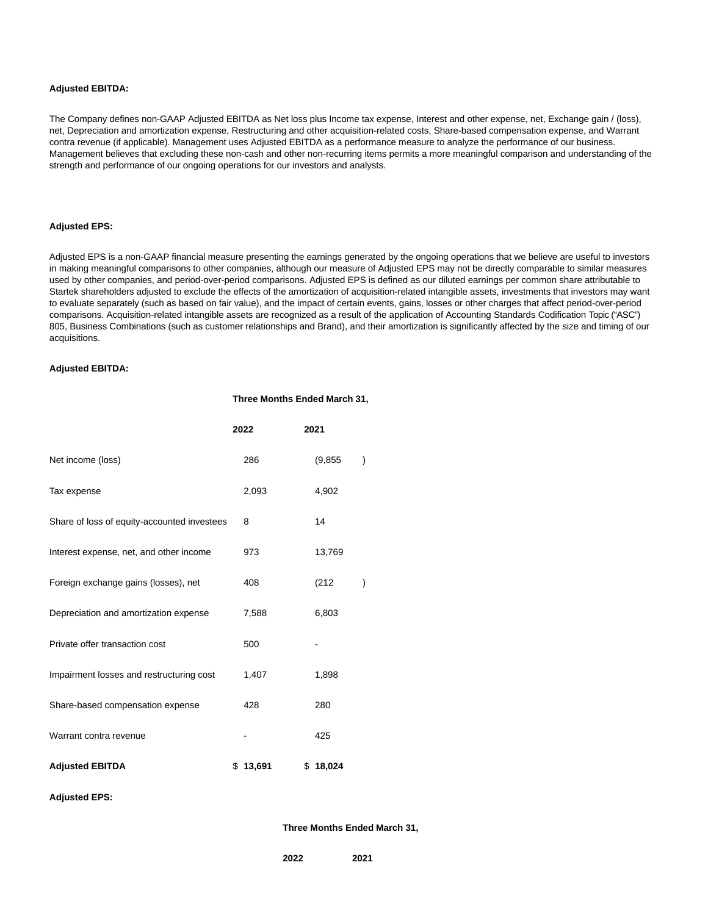**Adjusted EBITDA:**

The Company defines non-GAAP Adjusted EBITDA as Net loss plus Income tax expense, Interest and other expense, net, Exchange gain / (loss), net, Depreciation and amortization expense, Restructuring and other acquisition-related costs, Share-based compensation expense, and Warrant contra revenue (if applicable). Management uses Adjusted EBITDA as a performance measure to analyze the performance of our business. Management believes that excluding these non-cash and other non-recurring items permits a more meaningful comparison and understanding of the strength and performance of our ongoing operations for our investors and analysts.

**Adjusted EPS:**

Adjusted EPS is a non-GAAP financial measure presenting the earnings generated by the ongoing operations that we believe are useful to investors in making meaningful comparisons to other companies, although our measure of Adjusted EPS may not be directly comparable to similar measures used by other companies, and period-over-period comparisons. Adjusted EPS is defined as our diluted earnings per common share attributable to Startek shareholders adjusted to exclude the effects of the amortization of acquisition-related intangible assets, investments that investors may want to evaluate separately (such as based on fair value), and the impact of certain events, gains, losses or other charges that affect period-over-period comparisons. Acquisition-related intangible assets are recognized as a result of the application of Accounting Standards Codification Topic ("ASC") 805, Business Combinations (such as customer relationships and Brand), and their amortization is significantly affected by the size and timing of our acquisitions.

**Adjusted EBITDA:**

| | Three Months Ended March 31, | |
|---|---|---|
| | **2022** | **2021** |
| Net income (loss) | 286 | (9,855) |
| Tax expense | 2,093 | 4,902 |
| Share of loss of equity-accounted investees | 8 | 14 |
| Interest expense, net, and other income | 973 | 13,769 |
| Foreign exchange gains (losses), net | 408 | (212) |
| Depreciation and amortization expense | 7,588 | 6,803 |
| Private offer transaction cost | 500 | - |
| Impairment losses and restructuring cost | 1,407 | 1,898 |
| Share-based compensation expense | 428 | 280 |
| Warrant contra revenue | - | 425 |
| **Adjusted EBITDA** | $ **13,691** | $ **18,024** |

**Adjusted EPS:**

| | Three Months Ended March 31, | |
|---|---|---|
| | **2022** | **2021** |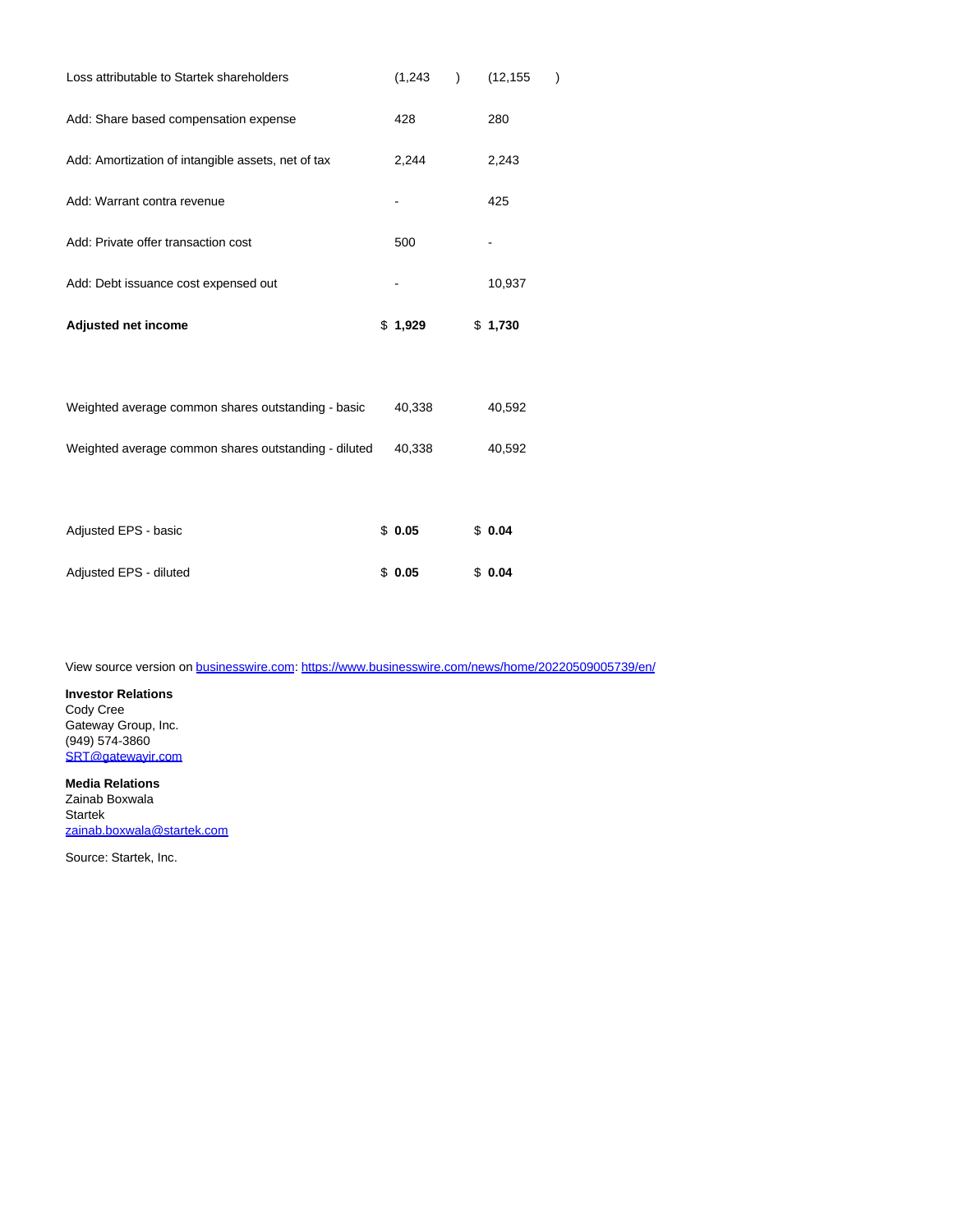| | | |
|---|---|---|
| Loss attributable to Startek shareholders | (1,243 ) | (12,155 ) |
| Add: Share based compensation expense | 428 | 280 |
| Add: Amortization of intangible assets, net of tax | 2,244 | 2,243 |
| Add: Warrant contra revenue | - | 425 |
| Add: Private offer transaction cost | 500 | - |
| Add: Debt issuance cost expensed out | - | 10,937 |
| **Adjusted net income** | $ **1,929** | $ **1,730** |
| | | |
| Weighted average common shares outstanding - basic | 40,338 | 40,592 |
| Weighted average common shares outstanding - diluted | 40,338 | 40,592 |
| | | |
| Adjusted EPS - basic | $ **0.05** | $ **0.04** |
| Adjusted EPS - diluted | $ **0.05** | $ **0.04** |

View source version on businesswire.com: https://www.businesswire.com/news/home/20220509005739/en/

**Investor Relations**
Cody Cree
Gateway Group, Inc.
(949) 574-3860
SRT@gatewayir.com

**Media Relations**
Zainab Boxwala
Startek
zainab.boxwala@startek.com

Source: Startek, Inc.